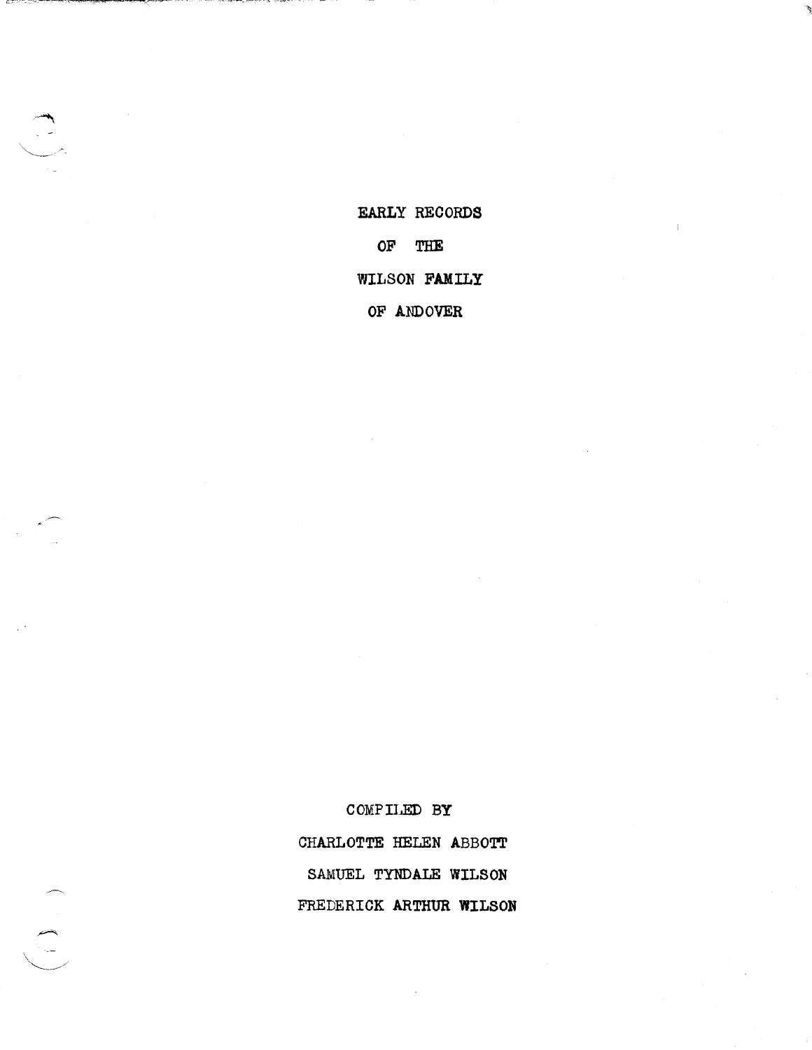# EARLY RECORDS OF THE WILSON FAMILY OF ANDOVER

COMPILED BY

CHARLOTTE HELEN ABBOTT

SAMUEL TYNDALE WILSON

FREDERICK ARTHUR WILSON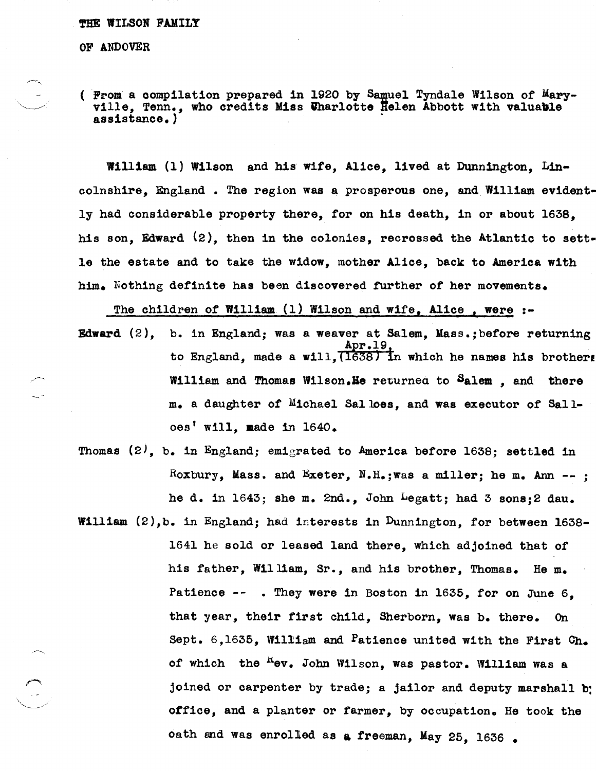THE WILSON FAMILY

OF ANDOVER

( From a compilation prepared in 1920 by Samuel Tyndale Wilson of Maryville, Tenn., who credits Miss Charlotte Helen Abbott with valuable assistance.)

**William** (1) Wilson and his wife, Alice, lived at Dunnington, Lincolnshire, England . The region was a prosperous one, and William evidently had considerable property there, for on his death, in or about 1638, his son, Edward (2), then in the colonies, recrossed the Atlantic to settle the estate and to take the widow, mother Alice, back to America with him. Nothing definite has been discovered further of her movements.

The children of William (1) Wilson and wife, Alice , were :-

**Edward** (2), b. in England; was a weaver at Salem, Mass.;before returning to England, made a will, Apr.19, (1638) in which he names his brothers William and Thomas Wilson.He returned to Salem , and there m. a daughter of Michael Sal loes, and was executor of Sall-oes' will, made in 1640.

Thomas (2), b. in England; emigrated to America before 1638; settled in Roxbury, Mass. and Exeter, N.H.;was a miller; he m. Ann -- ; he d. in 1643; she m. 2nd., John Legatt; had 3 sons;2 dau.

**William** (2),b. in England; had interests in Dunnington, for between 1638-1641 he sold or leased land there, which adjoined that of his father, William, Sr., and his brother, Thomas. He m. Patience -- . They were in Boston in 1635, for on June 6, that year, their first child, Sherborn, was b. there. On Sept. 6,1635, William and Patience united with the First Ch. of which the Rev. John Wilson, was pastor. William was a joined or carpenter by trade; a jailor and deputy marshall by office, and a planter or farmer, by occupation. He took the oath and was enrolled as a freeman, May 25, 1636 .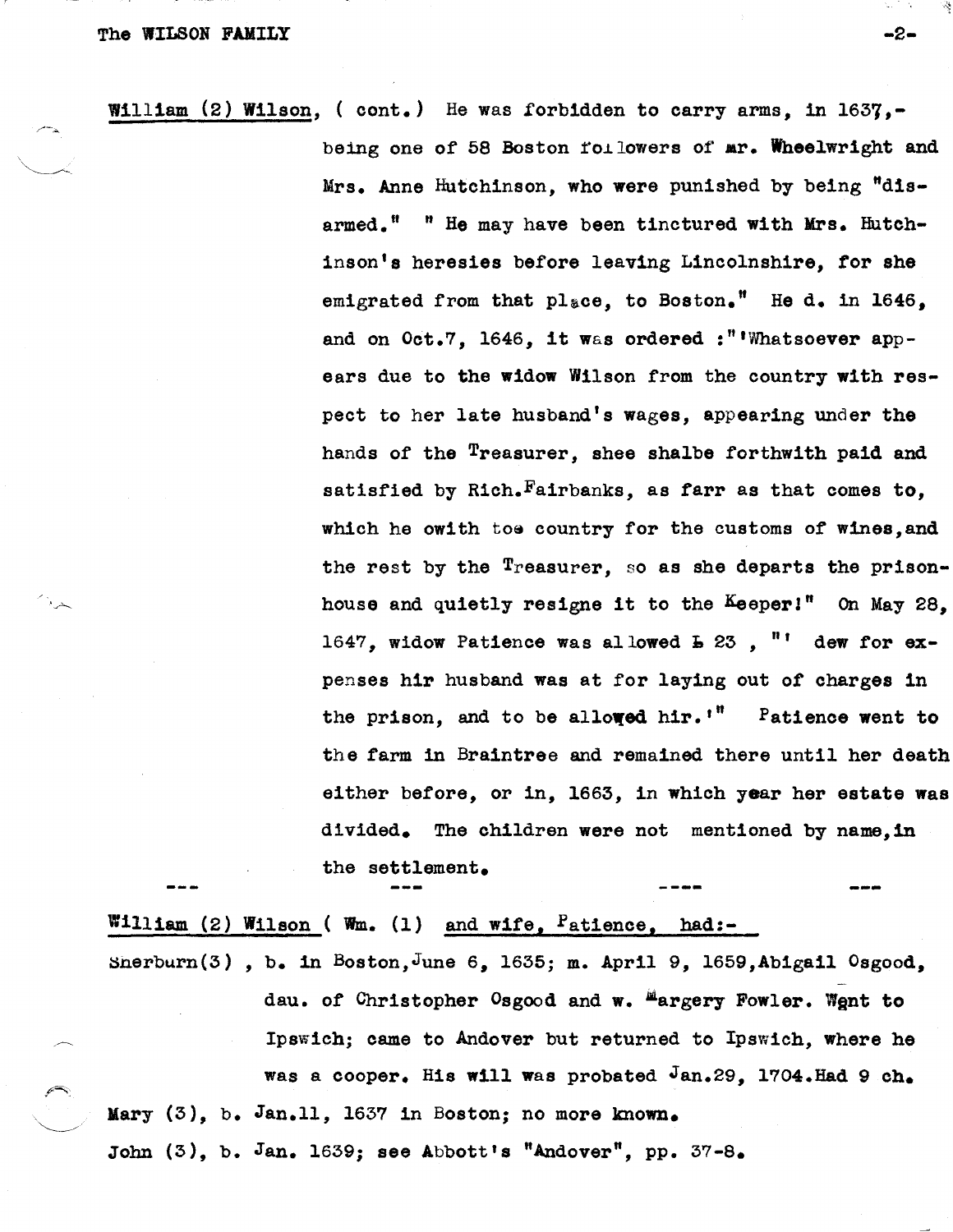<u>William (2) Wilson</u>, ( cont.) He was forbidden to carry arms, in 1637,- being one of 58 Boston followers of mr. Wheelwright and Mrs. Anne Hutchinson, who were punished by being "disarmed." " He may have been tinctured with Mrs. Hutchinson's heresies before leaving Lincolnshire, for she emigrated from that place, to Boston." He d. in 1646, and on Oct.7, 1646, it was ordered :"'Whatsoever appears due to the widow Wilson from the country with respect to her late husband's wages, appearing under the hands of the Treasurer, shee shalbe forthwith paid and satisfied by Rich.Fairbanks, as farr as that comes to, which he owith toe country for the customs of wines,and the rest by the Treasurer, so as she departs the prison-house and quietly resigne it to the Keeper!" On May 28, 1647, widow Patience was allowed £ 23 , "' dew for expenses hir husband was at for laying out of charges in the prison, and to be allowed hir.'" Patience went to the farm in Braintree and remained there until her death either before, or in, 1663, in which year her estate was divided. The children were not mentioned by name,in the settlement.

--- --- ---- ---

<u>William (2) Wilson</u> ( Wm. (1) <u>and wife, Patience, had:-</u>

Sherburn(3) , b. in Boston,June 6, 1635; m. April 9, 1659,Abigail Osgood, dau. of Christopher Osgood and w. Margery Fowler. Went to Ipswich; came to Andover but returned to Ipswich, where he was a cooper. His will was probated Jan.29, 1704.Had 9 ch.

Mary (3), b. Jan.11, 1637 in Boston; no more known.

John (3), b. Jan. 1639; see Abbott's "Andover", pp. 37-8.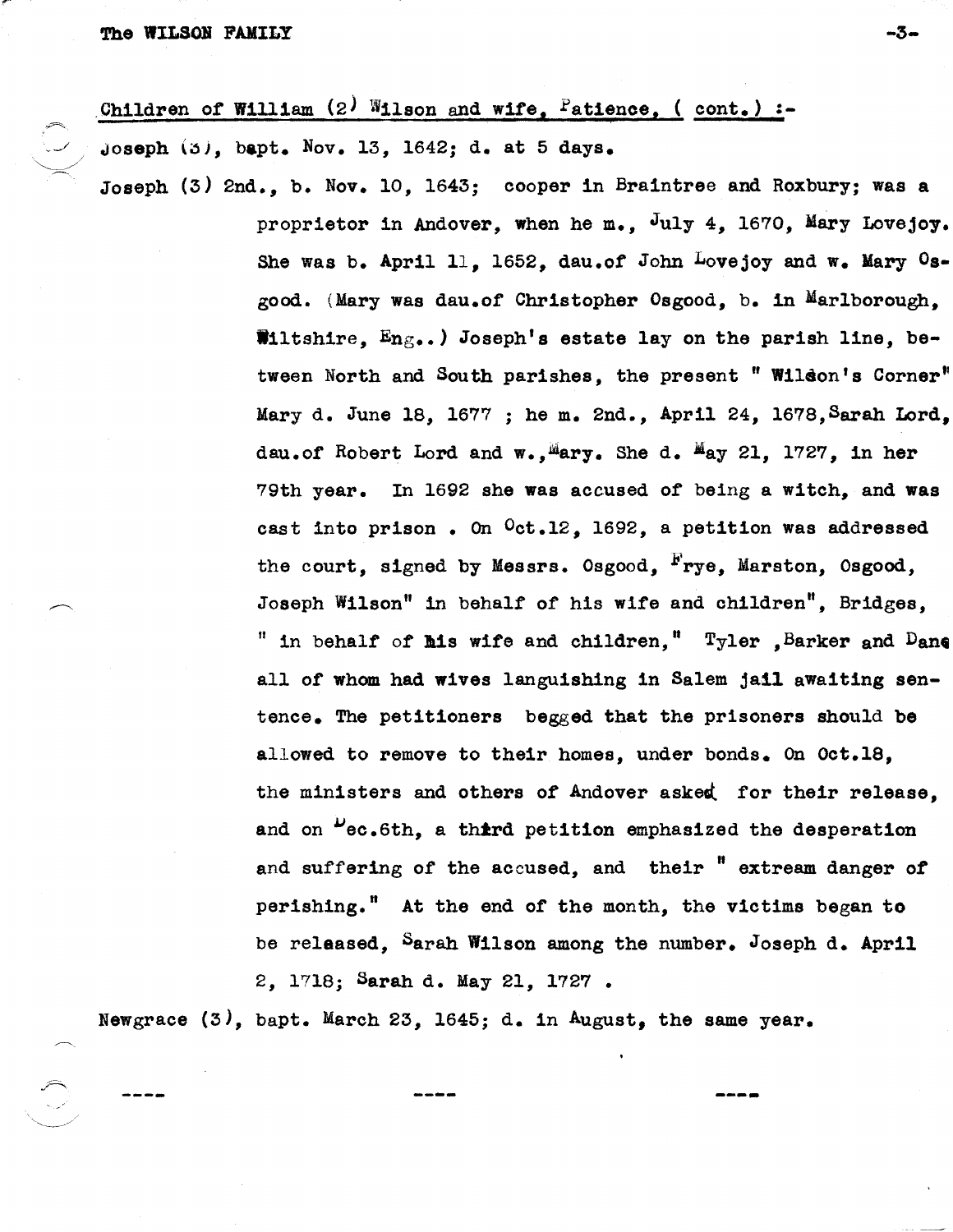Children of William (2) Wilson and wife, Patience, ( cont.) :-

Joseph (3), bapt. Nov. 13, 1642; d. at 5 days.

Joseph (3) 2nd., b. Nov. 10, 1643; cooper in Braintree and Roxbury; was a proprietor in Andover, when he m., July 4, 1670, Mary Lovejoy. She was b. April 11, 1652, dau.of John Lovejoy and w. Mary Osgood. (Mary was dau.of Christopher Osgood, b. in Marlborough, Wiltshire, Eng..) Joseph's estate lay on the parish line, between North and South parishes, the present " Wilson's Corner" Mary d. June 18, 1677 ; he m. 2nd., April 24, 1678, Sarah Lord, dau.of Robert Lord and w., Mary. She d. May 21, 1727, in her 79th year. In 1692 she was accused of being a witch, and was cast into prison . On Oct.12, 1692, a petition was addressed the court, signed by Messrs. Osgood, Frye, Marston, Osgood, Joseph Wilson" in behalf of his wife and children", Bridges, " in behalf of his wife and children," Tyler ,Barker and Dane all of whom had wives languishing in Salem jail awaiting sentence. The petitioners begged that the prisoners should be allowed to remove to their homes, under bonds. On Oct.18, the ministers and others of Andover asked for their release, and on Dec.6th, a third petition emphasized the desperation and suffering of the accused, and their " extream danger of perishing." At the end of the month, the victims began to be released, Sarah Wilson among the number. Joseph d. April 2, 1718; Sarah d. May 21, 1727 .

Newgrace (3), bapt. March 23, 1645; d. in August, the same year.

---- ---- ----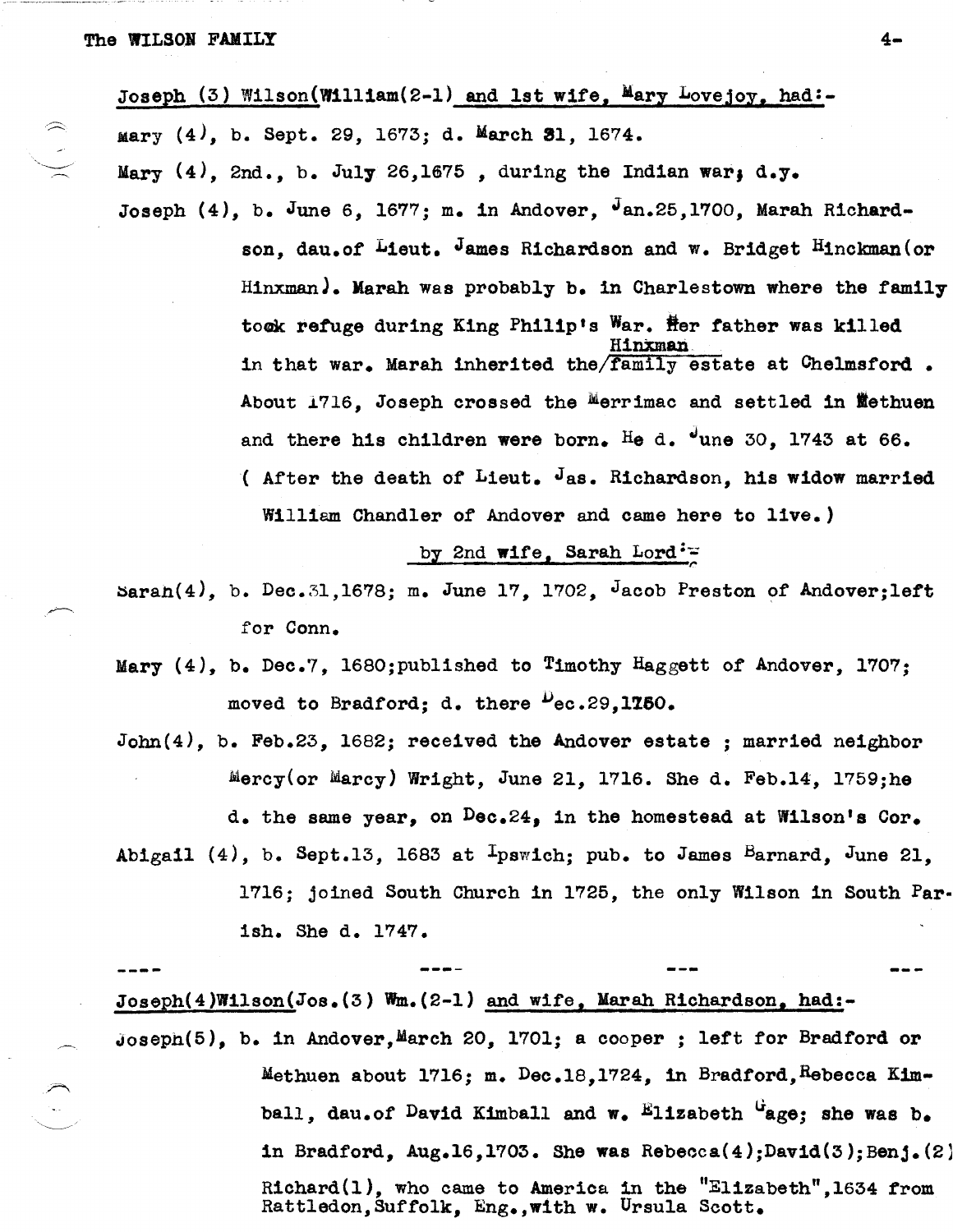Joseph (3) Wilson(William(2-1) and 1st wife, Mary Lovejoy, had:-

Mary (4), b. Sept. 29, 1673; d. March 31, 1674.

Mary (4), 2nd., b. July 26,1675 , during the Indian war; d.y.

Joseph (4), b. June 6, 1677; m. in Andover, Jan.25,1700, Marah Richardson, dau.of Lieut. James Richardson and w. Bridget Hinckman(or Hinxman). Marah was probably b. in Charlestown where the family took refuge during King Philip's War. Her father was killed in that war. Marah inherited the Hinxman family estate at Chelmsford . About 1716, Joseph crossed the Merrimac and settled in Methuen and there his children were born. He d. June 30, 1743 at 66. ( After the death of Lieut. Jas. Richardson, his widow married William Chandler of Andover and came here to live.)

by 2nd wife, Sarah Lord:-

Sarah(4), b. Dec.31,1678; m. June 17, 1702, Jacob Preston of Andover;left for Conn.

Mary (4), b. Dec.7, 1680;published to Timothy Haggett of Andover, 1707; moved to Bradford; d. there Dec.29,1750.

John(4), b. Feb.23, 1682; received the Andover estate ; married neighbor Mercy(or Marcy) Wright, June 21, 1716. She d. Feb.14, 1759;he d. the same year, on Dec.24, in the homestead at Wilson's Cor.

Abigail (4), b. Sept.13, 1683 at Ipswich; pub. to James Barnard, June 21, 1716; joined South Church in 1725, the only Wilson in South Parish. She d. 1747.

---

Joseph(4)Wilson(Jos.(3) Wm.(2-1) and wife, Marah Richardson, had:-

Joseph(5), b. in Andover,March 20, 1701; a cooper ; left for Bradford or Methuen about 1716; m. Dec.18,1724, in Bradford,Rebecca Kimball, dau.of David Kimball and w. Elizabeth Gage; she was b. in Bradford, Aug.16,1703. She was Rebecca(4);David(3);Benj.(2) Richard(1), who came to America in the "Elizabeth",1634 from Rattledon,Suffolk, Eng.,with w. Ursula Scott.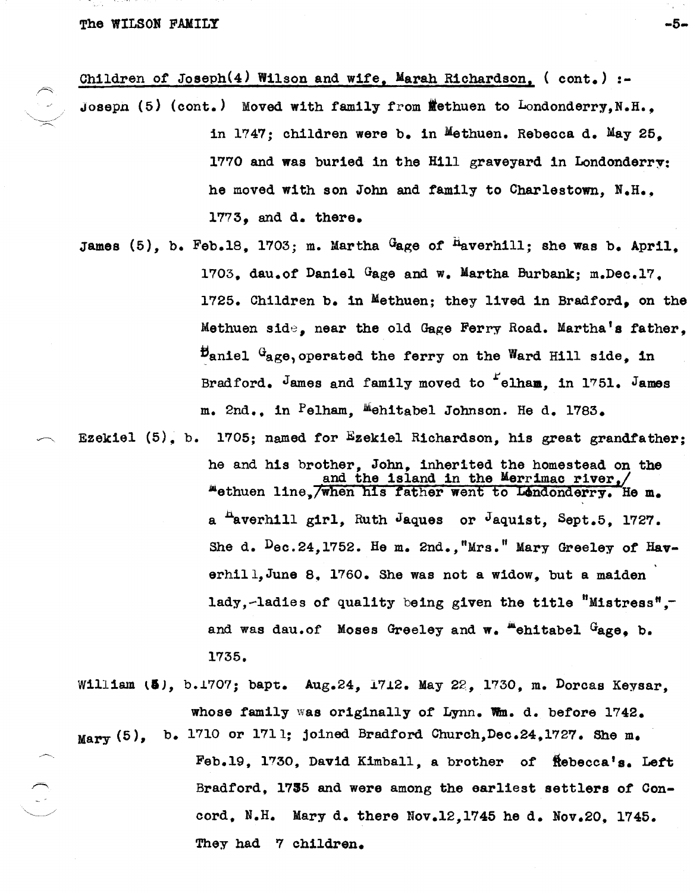Children of Joseph(4) Wilson and wife, Marah Richardson, ( cont.) :-

Joseph (5) (cont.) Moved with family from Methuen to Londonderry, N.H., in 1747; children were b. in Methuen. Rebecca d. May 25, 1770 and was buried in the Hill graveyard in Londonderry; he moved with son John and family to Charlestown, N.H., 1773, and d. there.

James (5), b. Feb.18, 1703; m. Martha Gage of Haverhill; she was b. April, 1703, dau.of Daniel Gage and w. Martha Burbank; m.Dec.17, 1725. Children b. in Methuen; they lived in Bradford, on the Methuen side, near the old Gage Ferry Road. Martha's father, Daniel Gage, operated the ferry on the Ward Hill side, in Bradford. James and family moved to Pelham, in 1751. James m. 2nd., in Pelham, Mehitabel Johnson. He d. 1783.

Ezekiel (5), b. 1705; named for Ezekiel Richardson, his great grandfather; he and his brother, John, inherited the homestead on the Methuen line, and the island in the Merrimac river, when his father went to Londonderry. He m. a Haverhill girl, Ruth Jaques or Jaquist, Sept.5, 1727. She d. Dec.24, 1752. He m. 2nd., "Mrs." Mary Greeley of Haverhill, June 8, 1760. She was not a widow, but a maiden lady,-ladies of quality being given the title "Mistress",- and was dau.of Moses Greeley and w. Mehitabel Gage, b. 1735.

William (5), b.1707; bapt. Aug.24, 1712. May 22, 1730, m. Dorcas Keysar, whose family was originally of Lynn. Wm. d. before 1742.

Mary (5), b. 1710 or 1711; joined Bradford Church, Dec.24, 1727. She m. Feb.19, 1730, David Kimball, a brother of Rebecca's. Left Bradford, 1735 and were among the earliest settlers of Concord, N.H. Mary d. there Nov.12, 1745 he d. Nov.20, 1745. They had 7 children.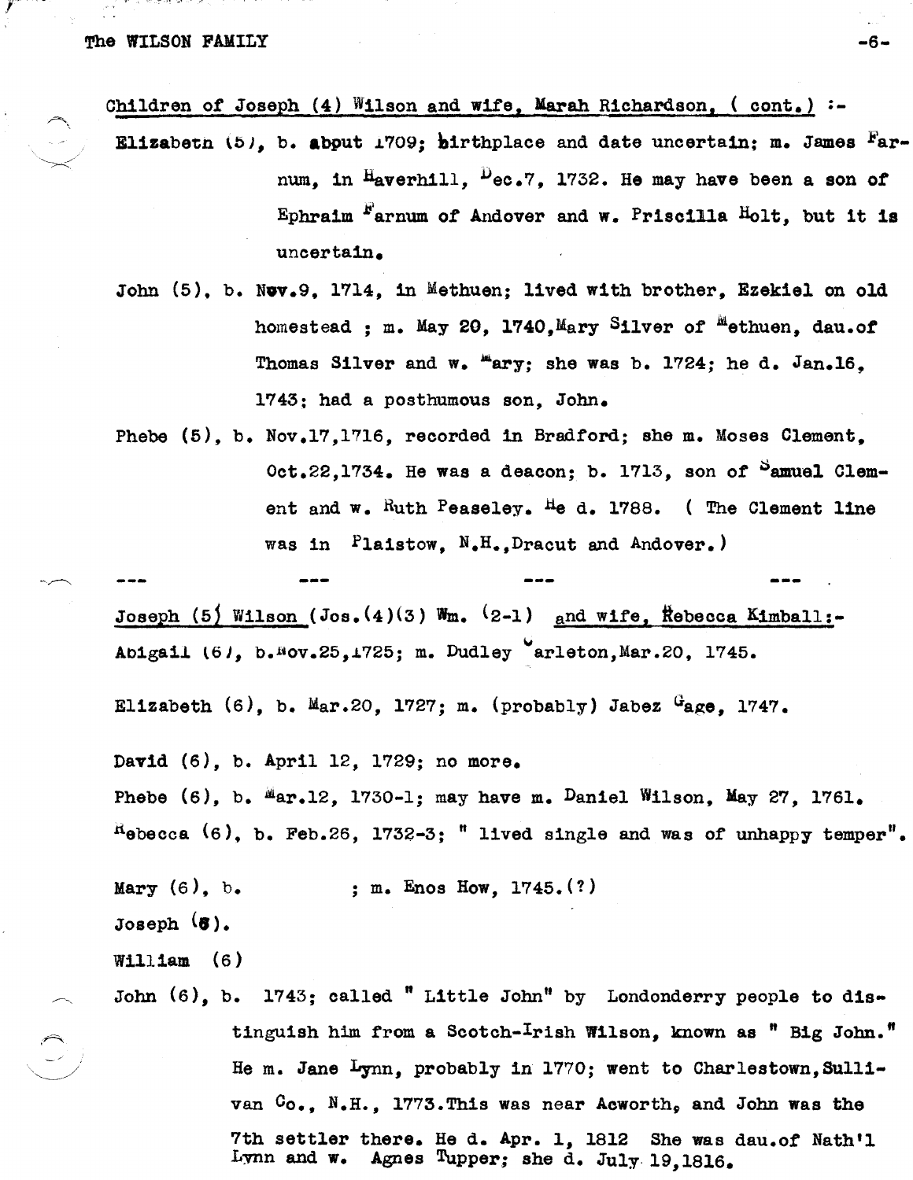Children of Joseph (4) Wilson and wife, Marah Richardson, ( cont.) :-

Elizabeth (5), b. about 1709; birthplace and date uncertain; m. James Farnum, in Haverhill, Dec.7, 1732. He may have been a son of Ephraim Farnum of Andover and w. Priscilla Holt, but it is uncertain.

John (5), b. Nov.9, 1714, in Methuen; lived with brother, Ezekiel on old homestead ; m. May 20, 1740, Mary Silver of Methuen, dau.of Thomas Silver and w. Mary; she was b. 1724; he d. Jan.16, 1743; had a posthumous son, John.

Phebe (5), b. Nov.17,1716, recorded in Bradford; she m. Moses Clement, Oct.22,1734. He was a deacon; b. 1713, son of Samuel Clement and w. Ruth Peaseley. He d. 1788. ( The Clement line was in Plaistow, N.H.,Dracut and Andover.)

--- --- --- ---

Joseph (5) Wilson (Jos.(4)(3) Wm. (2-1) and wife, Rebecca Kimball:-

Abigail (6), b.Nov.25,1725; m. Dudley Carleton,Mar.20, 1745.

Elizabeth (6), b. Mar.20, 1727; m. (probably) Jabez Gage, 1747.

David (6), b. April 12, 1729; no more.

Phebe (6), b. Mar.12, 1730-1; may have m. Daniel Wilson, May 27, 1761.

Rebecca (6), b. Feb.26, 1732-3; " lived single and was of unhappy temper".

Mary (6), b. ; m. Enos How, 1745.(?)

Joseph (6).

William (6)

John (6), b. 1743; called " Little John" by Londonderry people to distinguish him from a Scotch-Irish Wilson, known as " Big John." He m. Jane Lynn, probably in 1770; went to Charlestown, Sullivan Co., N.H., 1773.This was near Acworth, and John was the 7th settler there. He d. Apr. 1, 1812 She was dau.of Nath'l Lynn and w. Agnes Tupper; she d. July 19,1816.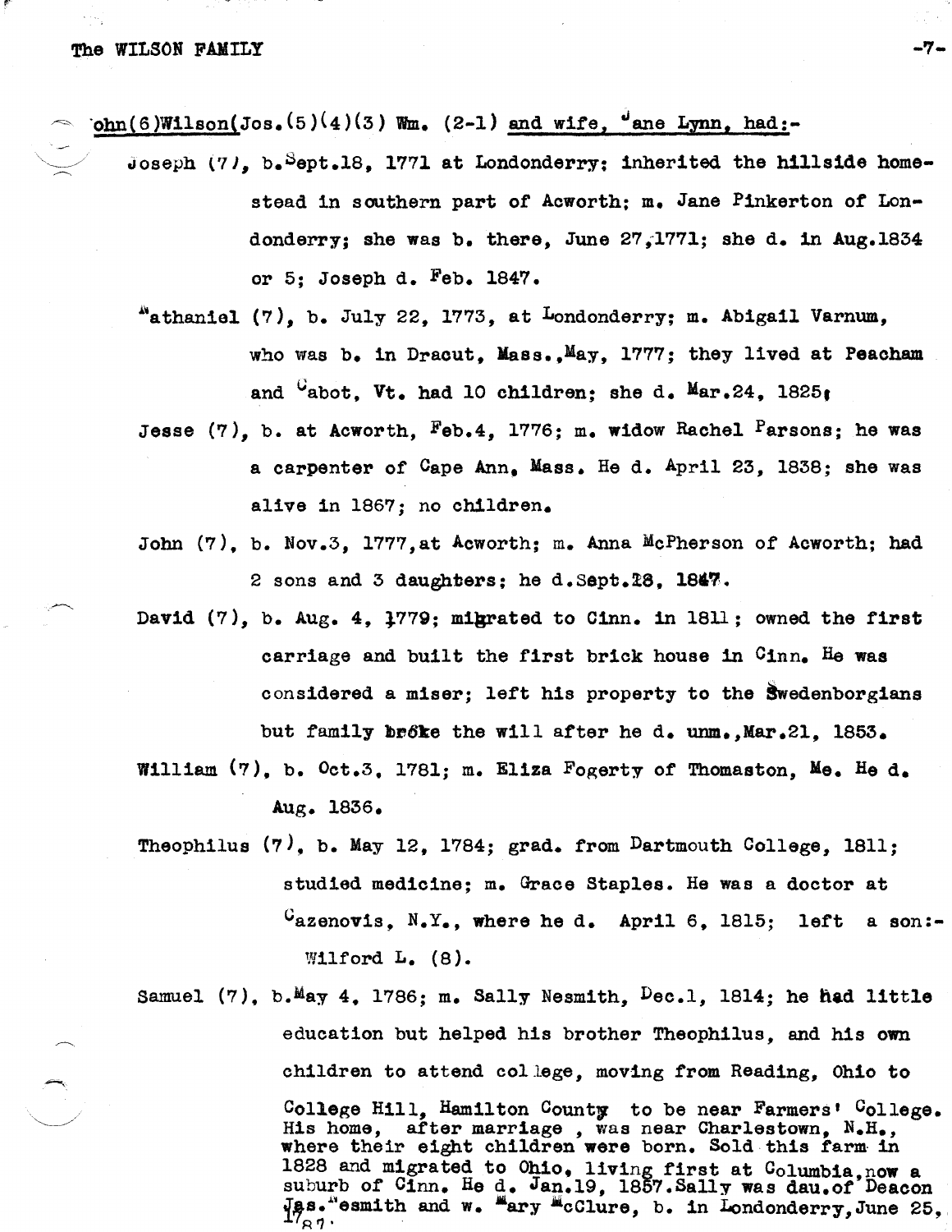ohn(6)Wilson(Jos.(5)(4)(3) Wm. (2-1) and wife, Jane Lynn, had:-

Joseph (7), b. Sept.18, 1771 at Londonderry; inherited the hillside homestead in southern part of Acworth; m. Jane Pinkerton of Londonderry; she was b. there, June 27, 1771; she d. in Aug.1834 or 5; Joseph d. Feb. 1847.

Nathaniel (7), b. July 22, 1773, at Londonderry; m. Abigail Varnum, who was b. in Dracut, Mass., May, 1777; they lived at Peacham and Cabot, Vt. had 10 children; she d. Mar.24, 1825;

Jesse (7), b. at Acworth, Feb.4, 1776; m. widow Rachel Parsons; he was a carpenter of Cape Ann, Mass. He d. April 23, 1838; she was alive in 1867; no children.

John (7), b. Nov.3, 1777, at Acworth; m. Anna McPherson of Acworth; had 2 sons and 3 daughters; he d. Sept.28, 1847.

David (7), b. Aug. 4, 1779; migrated to Cinn. in 1811; owned the first carriage and built the first brick house in Cinn. He was considered a miser; left his property to the Swedenborgians but family broke the will after he d. unm., Mar.21, 1853.

William (7), b. Oct.3, 1781; m. Eliza Fogerty of Thomaston, Me. He d. Aug. 1836.

Theophilus (7), b. May 12, 1784; grad. from Dartmouth College, 1811; studied medicine; m. Grace Staples. He was a doctor at Cazenovis, N.Y., where he d. April 6, 1815; left a son:- Wilford L. (8).

Samuel (7), b. May 4, 1786; m. Sally Nesmith, Dec.1, 1814; he had little education but helped his brother Theophilus, and his own children to attend college, moving from Reading, Ohio to College Hill, Hamilton County to be near Farmers' College. His home, after marriage, was near Charlestown, N.H., where their eight children were born. Sold this farm in 1828 and migrated to Ohio, living first at Columbia, now a suburb of Cinn. He d. Jan.19, 1857. Sally was dau. of Deacon Jas. Nesmith and w. Mary McClure, b. in Londonderry, June 25, 1787.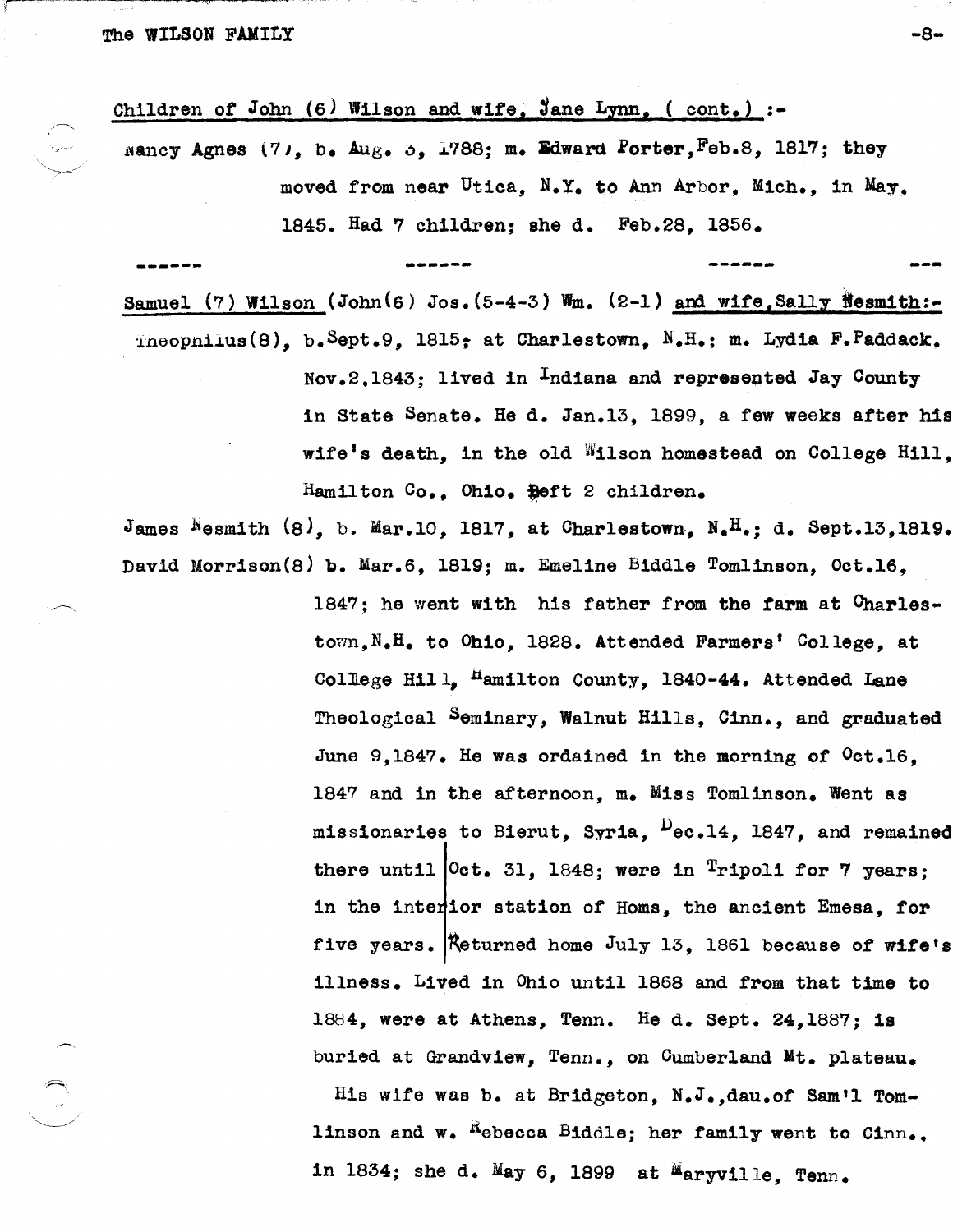Children of John (6) Wilson and wife, Jane Lynn, ( cont.) :-

Nancy Agnes (7), b. Aug. 5, 1788; m. Edward Porter, Feb.8, 1817; they moved from near Utica, N.Y. to Ann Arbor, Mich., in May, 1845. Had 7 children; she d. Feb.28, 1856.

------ ------ ------ ---

Samuel (7) Wilson (John(6) Jos.(5-4-3) Wm. (2-1) and wife, Sally Nesmith:-

Theophilus(8), b. Sept.9, 1815; at Charlestown, N.H.; m. Lydia F. Paddack, Nov.2, 1843; lived in Indiana and represented Jay County in State Senate. He d. Jan.13, 1899, a few weeks after his wife's death, in the old Wilson homestead on College Hill, Hamilton Co., Ohio. Left 2 children.

James Nesmith (8), b. Mar.10, 1817, at Charlestown, N.H.; d. Sept.13, 1819.

David Morrison(8) b. Mar.6, 1819; m. Emeline Biddle Tomlinson, Oct.16, 1847; he went with his father from the farm at Charlestown, N.H. to Ohio, 1828. Attended Farmers' College, at College Hill, Hamilton County, 1840-44. Attended Lane Theological Seminary, Walnut Hills, Cinn., and graduated June 9, 1847. He was ordained in the morning of Oct.16, 1847 and in the afternoon, m. Miss Tomlinson. Went as missionaries to Bierut, Syria, Dec.14, 1847, and remained there until Oct. 31, 1848; were in Tripoli for 7 years; in the interior station of Homs, the ancient Emesa, for five years. Returned home July 13, 1861 because of wife's illness. Lived in Ohio until 1868 and from that time to 1884, were at Athens, Tenn. He d. Sept. 24, 1887; is buried at Grandview, Tenn., on Cumberland Mt. plateau.

His wife was b. at Bridgeton, N.J., dau. of Sam'l Tomlinson and w. Rebecca Biddle; her family went to Cinn., in 1834; she d. May 6, 1899 at Maryville, Tenn.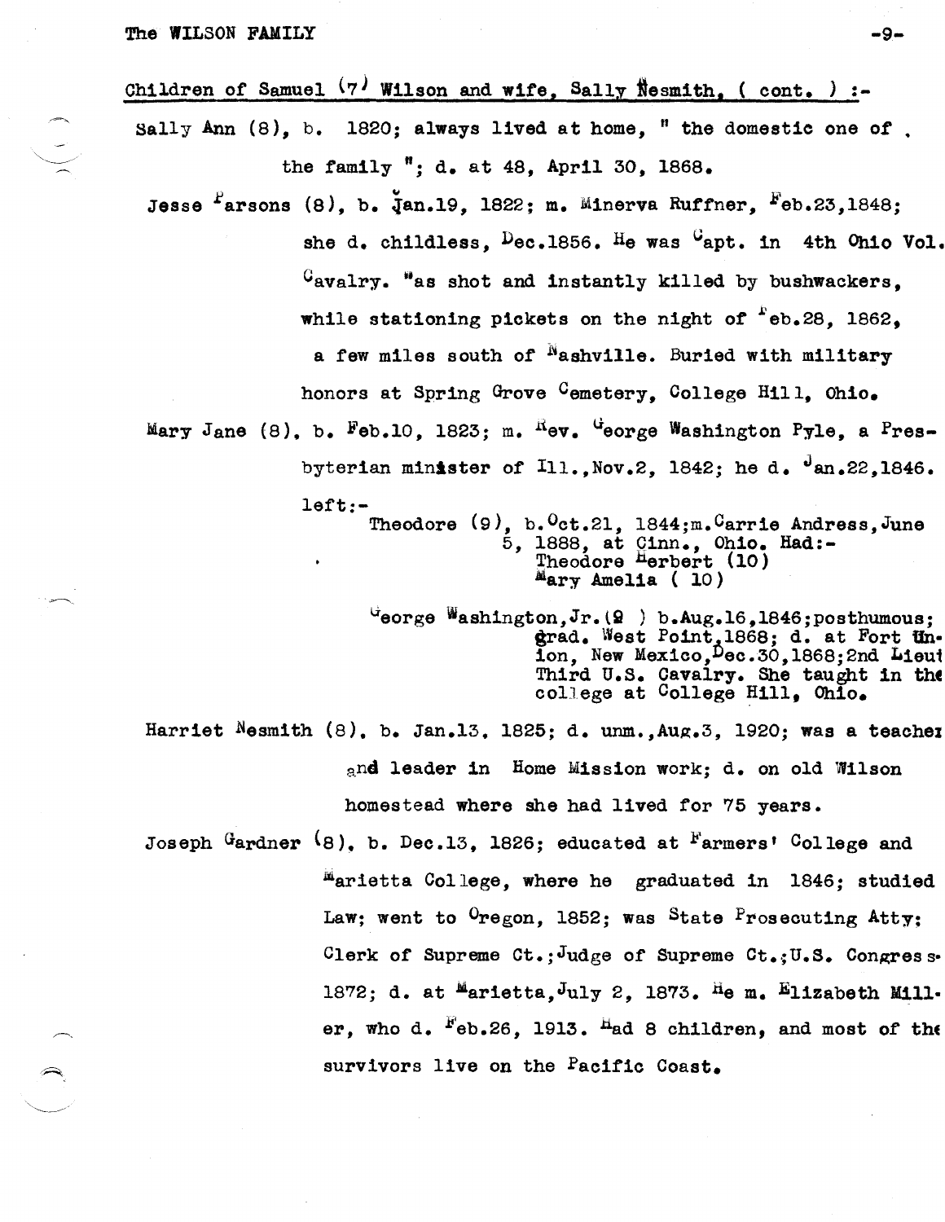Children of Samuel (7) Wilson and wife, Sally Nesmith, ( cont. ) :-

Sally Ann (8), b. 1820; always lived at home, " the domestic one of the family "; d. at 48, April 30, 1868.

Jesse Parsons (8), b. Jan.19, 1822; m. Minerva Ruffner, Feb.23,1848; she d. childless, Dec.1856. He was Capt. in 4th Ohio Vol. Cavalry. Was shot and instantly killed by bushwackers, while stationing pickets on the night of Feb.28, 1862, a few miles south of Nashville. Buried with military honors at Spring Grove Cemetery, College Hill, Ohio.

Mary Jane (8), b. Feb.10, 1823; m. Rev. George Washington Pyle, a Presbyterian minister of Ill., Nov.2, 1842; he d. Jan.22,1846. left:-

> Theodore (9), b. Oct.21, 1844; m. Carrie Andress, June 5, 1888, at Cinn., Ohio. Had:-
> Theodore Herbert (10)
> Mary Amelia ( 10)
>
> George Washington, Jr. (9 ) b. Aug.16,1846; posthumous; grad. West Point, 1868; d. at Fort Union, New Mexico, Dec.30,1868; 2nd Lieut Third U.S. Cavalry. She taught in the college at College Hill, Ohio.

Harriet Nesmith (8), b. Jan.13, 1825; d. unm., Aug.3, 1920; was a teacher and leader in Home Mission work; d. on old Wilson homestead where she had lived for 75 years.

Joseph Gardner (8), b. Dec.13, 1826; educated at Farmers' College and Marietta College, where he graduated in 1846; studied Law; went to Oregon, 1852; was State Prosecuting Atty; Clerk of Supreme Ct.; Judge of Supreme Ct.; U.S. Congress- 1872; d. at Marietta, July 2, 1873. He m. Elizabeth Miller, who d. Feb.26, 1913. Had 8 children, and most of the survivors live on the Pacific Coast.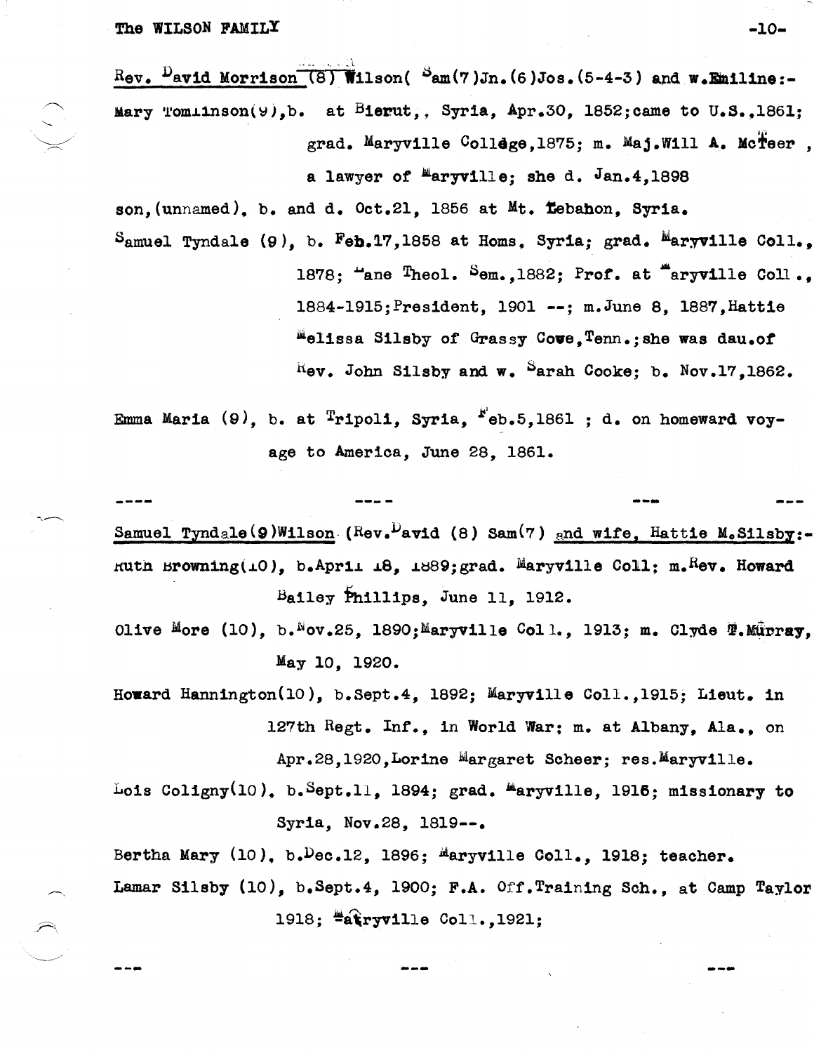Rev. David Morrison (8) Wilson( Sam(7)Jn.(6)Jos.(5-4-3) and w.Emiline:-

Mary Tomlinson(9),b. at Bierut,, Syria, Apr.30, 1852;came to U.S.,1861; grad. Maryville College,1875; m. Maj.Will A. McTeer , a lawyer of Maryville; she d. Jan.4,1898

son,(unnamed), b. and d. Oct.21, 1856 at Mt. Lebanon, Syria.

Samuel Tyndale (9), b. Feb.17,1858 at Homs, Syria; grad. Maryville Coll., 1878; Lane Theol. Sem.,1882; Prof. at Maryville Coll., 1884-1915;President, 1901 --; m.June 8, 1887,Hattie Melissa Silsby of Grassy Cove,Tenn.;she was dau.of Rev. John Silsby and w. Sarah Cooke; b. Nov.17,1862.

Emma Maria (9), b. at Tripoli, Syria, Feb.5,1861 ; d. on homeward voyage to America, June 28, 1861.

---- ---- --- ---

Samuel Tyndale(9)Wilson (Rev.David (8) Sam(7) and wife, Hattie M.Silsby:-

Ruth Browning(10), b.April 18, 1889;grad. Maryville Coll; m.Rev. Howard Bailey Phillips, June 11, 1912.

Olive More (10), b.Nov.25, 1890;Maryville Coll., 1913; m. Clyde T.Murray, May 10, 1920.

Howard Hannington(10), b.Sept.4, 1892; Maryville Coll.,1915; Lieut. in 127th Regt. Inf., in World War; m. at Albany, Ala., on Apr.28,1920,Lorine Margaret Scheer; res.Maryville.

Lois Coligny(10), b.Sept.11, 1894; grad. Maryville, 1916; missionary to Syria, Nov.28, 1819--.

Bertha Mary (10), b.Dec.12, 1896; Maryville Coll., 1918; teacher.

Lamar Silsby (10), b.Sept.4, 1900; F.A. Off.Training Sch., at Camp Taylor 1918; Maryville Coll.,1921;

--- --- ---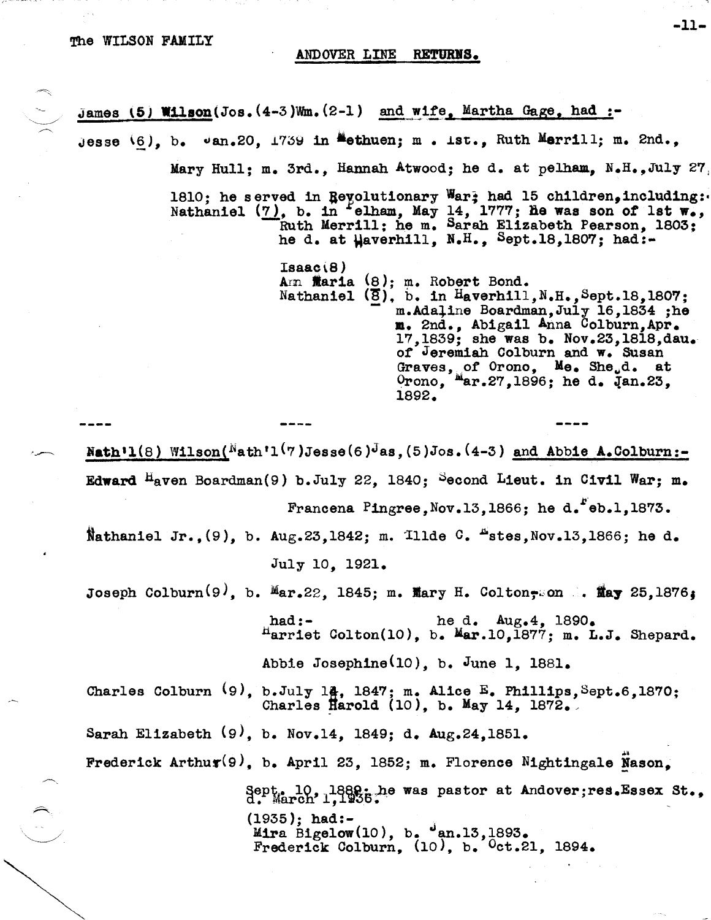The WILSON FAMILY

## ANDOVER LINE RETURNS.

James (5) **Wilson**(Jos.(4-3)Wm.(2-1) and wife, Martha Gage, had :-

Jesse (6), b. Jan.20, 1739 in Methuen; m . 1st., Ruth Merrill; m. 2nd., Mary Hull; m. 3rd., Hannah Atwood; he d. at pelham, N.H.,July 27, 1810; he served in Revolutionary War; had 15 children,including:- Nathaniel (7), b. in Pelham, May 14, 1777; He was son of 1st w., Ruth Merrill; he m. Sarah Elizabeth Pearson, 1803; he d. at Haverhill, N.H., Sept.18,1807; had:-

Isaac(8)
Ann Maria (8); m. Robert Bond.
Nathaniel (8), b. in Haverhill,N.H.,Sept.18,1807; m.Adaline Boardman,July 16,1834 ;he m. 2nd., Abigail Anna Colburn,Apr. 17,1839; she was b. Nov.23,1818,dau. of Jeremiah Colburn and w. Susan Graves, of Orono, Me. She d. at Orono, Mar.27,1896; he d. Jan.23, 1892.

---- ---- ----

**Nath'l(8) Wilson**(Nath'l(7)Jesse(6)Jas,(5)Jos.(4-3) and Abbie A.Colburn:-

**Edward** Haven Boardman(9) b.July 22, 1840; Second Lieut. in Civil War; m. Francena Pingree,Nov.13,1866; he d.Feb.1,1873.

Nathaniel Jr.,(9), b. Aug.23,1842; m. Illde C. Estes,Nov.13,1866; he d. July 10, 1921.

Joseph Colburn(9), b. Mar.22, 1845; m. Mary H. Colton, on . May 25,1876; he d. Aug.4, 1890. had:-
Harriet Colton(10), b. Mar.10,1877; m. L.J. Shepard.

Abbie Josephine(10), b. June 1, 1881.

Charles Colburn (9), b.July 14, 1847; m. Alice E. Phillips,Sept.6,1870;
Charles Harold (10), b. May 14, 1872.

Sarah Elizabeth (9), b. Nov.14, 1849; d. Aug.24,1851.

Frederick Arthur(9), b. April 23, 1852; m. Florence Nightingale Nason, Sept. 10, 1889; he was pastor at Andover;res.Essex St., (1935); d. March 1, 1936. had:-
Mira Bigelow(10), b. Jan.13,1893.
Frederick Colburn, (10), b. Oct.21, 1894.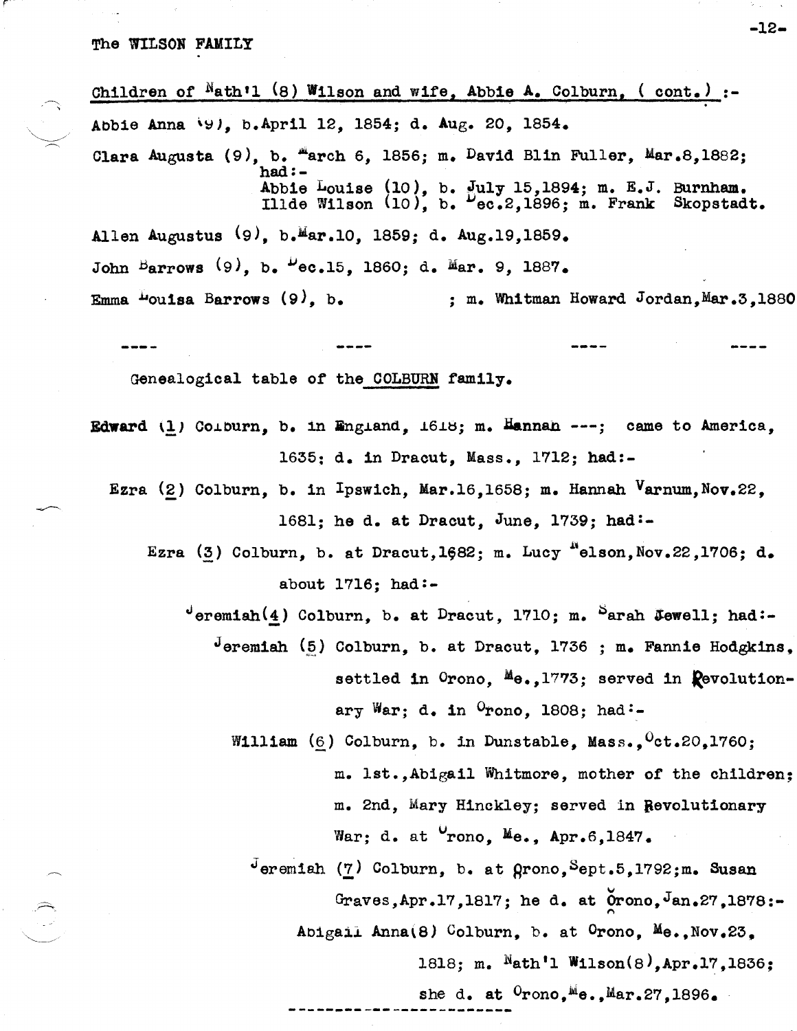The WILSON FAMILY

Children of Nath'l (8) Wilson and wife, Abbie A. Colburn, ( cont.) :-

Abbie Anna (9), b. April 12, 1854; d. Aug. 20, 1854.

Clara Augusta (9), b. March 6, 1856; m. David Blin Fuller, Mar.8,1882; had:-
Abbie Louise (10), b. July 15,1894; m. E.J. Burnham.
Illde Wilson (10), b. Dec.2,1896; m. Frank Skopstadt.

Allen Augustus (9), b. Mar.10, 1859; d. Aug.19,1859.

John Barrows (9), b. Dec.15, 1860; d. Mar. 9, 1887.

Emma Louisa Barrows (9), b. ; m. Whitman Howard Jordan, Mar.3,1880

---- ---- ---- ----

## Genealogical table of the COLBURN family.

**Edward (1)** Colburn, b. in England, 1618; m. Hannah ---; came to America, 1635; d. in Dracut, Mass., 1712; had:-

Ezra (2) Colburn, b. in Ipswich, Mar.16,1658; m. Hannah Varnum, Nov.22, 1681; he d. at Dracut, June, 1739; had:-

Ezra (3) Colburn, b. at Dracut, 1682; m. Lucy Nelson, Nov.22,1706; d. about 1716; had:-

Jeremiah (4) Colburn, b. at Dracut, 1710; m. Sarah Jewell; had:-

Jeremiah (5) Colburn, b. at Dracut, 1736 ; m. Fannie Hodgkins, settled in Orono, Me., 1773; served in Revolutionary War; d. in Orono, 1808; had:-

William (6) Colburn, b. in Dunstable, Mass., Oct.20,1760; m. 1st., Abigail Whitmore, mother of the children; m. 2nd, Mary Hinckley; served in Revolutionary War; d. at Orono, Me., Apr.6,1847.

Jeremiah (7) Colburn, b. at Orono, Sept.5,1792; m. Susan Graves, Apr.17,1817; he d. at Orono, Jan.27,1878:-

Abigail Anna (8) Colburn, b. at Orono, Me., Nov.23, 1818; m. Nath'l Wilson (8), Apr.17,1836; she d. at Orono, Me., Mar.27,1896.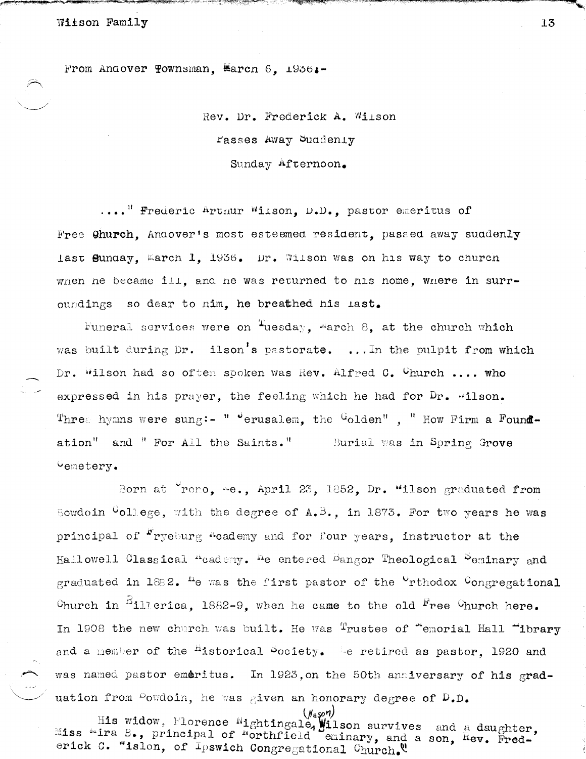From Andover Townsman, March 6, 1936:-

Rev. Dr. Frederick A. Wilson

Passes Away Suddenly

Sunday Afternoon.

...." Frederic Arthur Wilson, D.D., pastor emeritus of Free Church, Andover's most esteemed resident, passed away suddenly last Sunday, March 1, 1936. Dr. Wilson was on his way to church when he became ill, and he was returned to his home, where in surroundings so dear to him, he breathed his last.

Funeral services were on Tuesday, March 3, at the church which was built during Dr. Wilson's pastorate. ...In the pulpit from which Dr. Wilson had so often spoken was Rev. Alfred C. Church .... who expressed in his prayer, the feeling which he had for Dr. Wilson. Three hymns were sung:- " Jerusalem, the Golden" , " How Firm a Foundation" and " For All the Saints." Burial was in Spring Grove Cemetery.

Born at Orono, Me., April 23, 1852, Dr. Wilson graduated from Bowdoin College, with the degree of A.B., in 1873. For two years he was principal of Fryeburg Academy and for four years, instructor at the Hallowell Classical Academy. He entered Bangor Theological Seminary and graduated in 1882. He was the first pastor of the Orthodox Congregational Church in Billerica, 1882-9, when he came to the old Free Church here. In 1908 the new church was built. He was Trustee of Memorial Hall Library and a member of the Historical Society. He retired as pastor, 1920 and was named pastor emeritus. In 1923, on the 50th anniversary of his graduation from Bowdoin, he was given an honorary degree of D.D.

His widow, Florence Nightingale (Nason) Wilson survives and a daughter, Miss Mira B., principal of Northfield Seminary, and a son, Rev. Frederick C. Wislon, of Ipswich Congregational Church."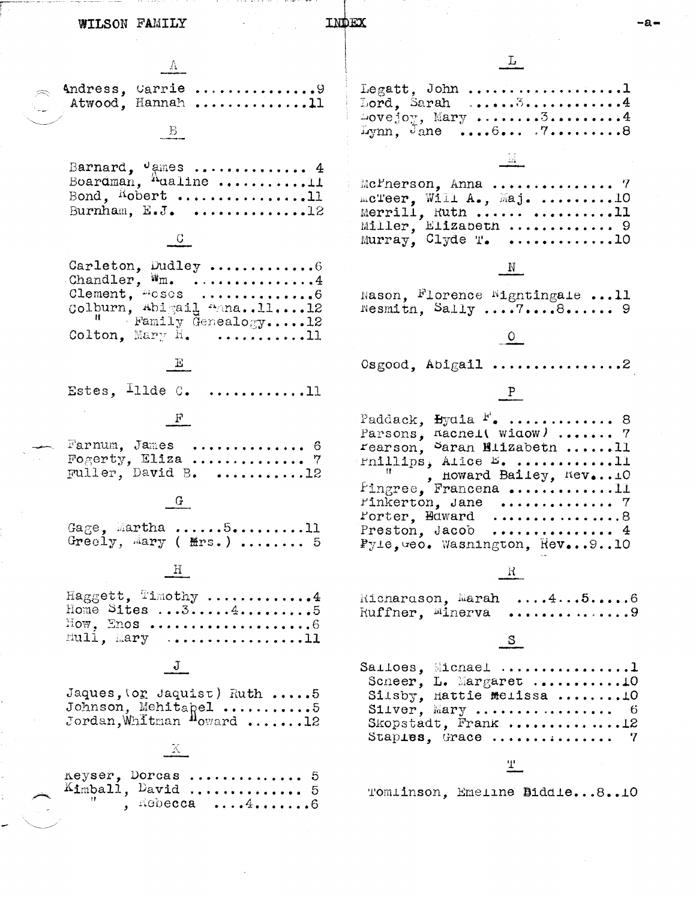# INDEX

## A

Andress, Carrie ..............9
Atwood, Hannah .............11

## B

Barnard, James ............. 4
Boardman, Adaline ...........11
Bond, Robert ...............11
Burnham, E.J. .............12

## C

Carleton, Dudley ............6
Chandler, Wm. ..............4
Clement, Moses .............6
Colburn, Abigail Anna..11....12
" Family Genealogy.....12
Colton, Mary H. ..........11

## E

Estes, Illde C. ...........11

## F

Farnum, James ............. 6
Fogerty, Eliza ............. 7
Fuller, David B. ...........12

## G

Gage, Martha ......5.........11
Greely, Mary ( Mrs.) ........ 5

## H

Haggett, Timothy ............4
Home Sites ...3.....4.........5
How, Enos ...................6
Hull, Mary .................11

## J

Jaques,(or Jaquist) Ruth .....5
Johnson, Mehitabel ..........5
Jordan,Whitman Howard .......12

## K

Keyser, Dorcas ............. 5
Kimball, David ............. 5
" , Rebecca ....4.......6

## L

Legatt, John ..................1
Lord, Sarah .....3............4
Lovejoy, Mary ........3.........4
Lynn, Jane ....6... .7.........8

## M

McPherson, Anna ............... 7
McTeer, Will A., Maj. .........10
Merrill, Ruth ...... ..........11
Miller, Elizabeth ............. 9
Murray, Clyde T. .............10

## N

Nason, Florence Nightingale ...11
Nesmith, Sally ....7....8...... 9

## O

Osgood, Abigail ...............2

## P

Paddack, Lydia F. ............. 8
Parsons, Rachel( widow) ....... 7
Pearson, Sarah Elizabeth ......11
Phillips, Alice E. ............11
" , Howard Bailey, Rev...10
Pingree, Francena ............11
Pinkerton, Jane ............. 7
Porter, Edward ...............8
Preston, Jacob .............. 4
Pyle,Geo. Washington, Rev...9..10

## R

Richardson, Marah ....4...5.....6
Ruffner, Minerva ..............9

## S

Salloes, Michael ...............1
Scheer, L. Margaret ..........10
Silsby, Hattie Melissa ........10
Silver, Mary ................ 6
Skopstadt, Frank .............12
Staples, Grace .............. 7

## T

Tomlinson, Emeline Biddle...8..10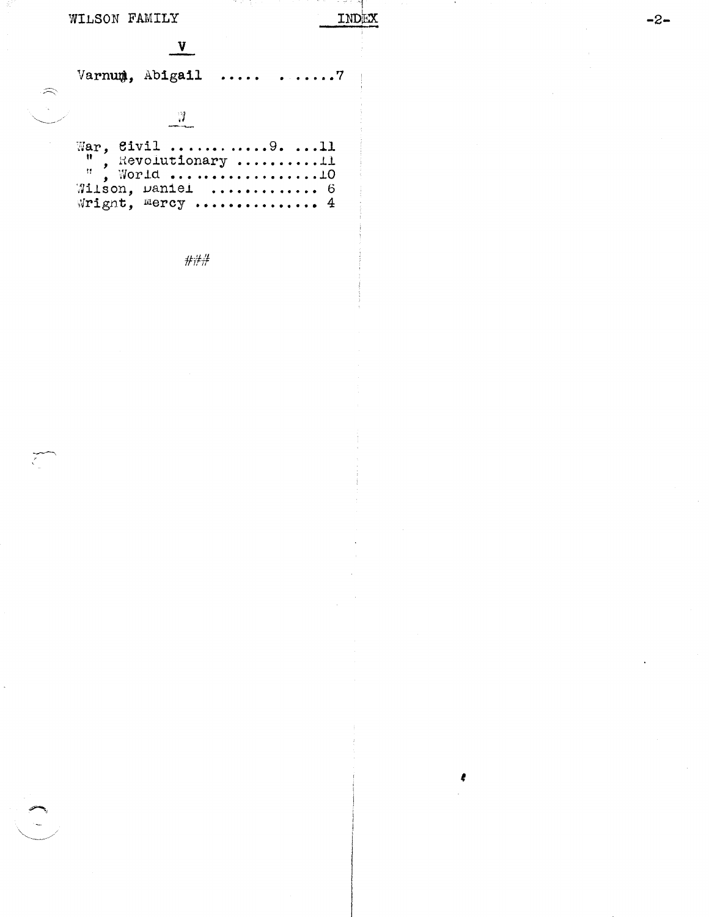## V

Varnum, Abigail ..... ......7

## W

War, Civil ...........9. ...11
" , Revolutionary ..........11
" , World .................10
Wilson, Daniel ............ 6
Wright, Mercy ............... 4

###